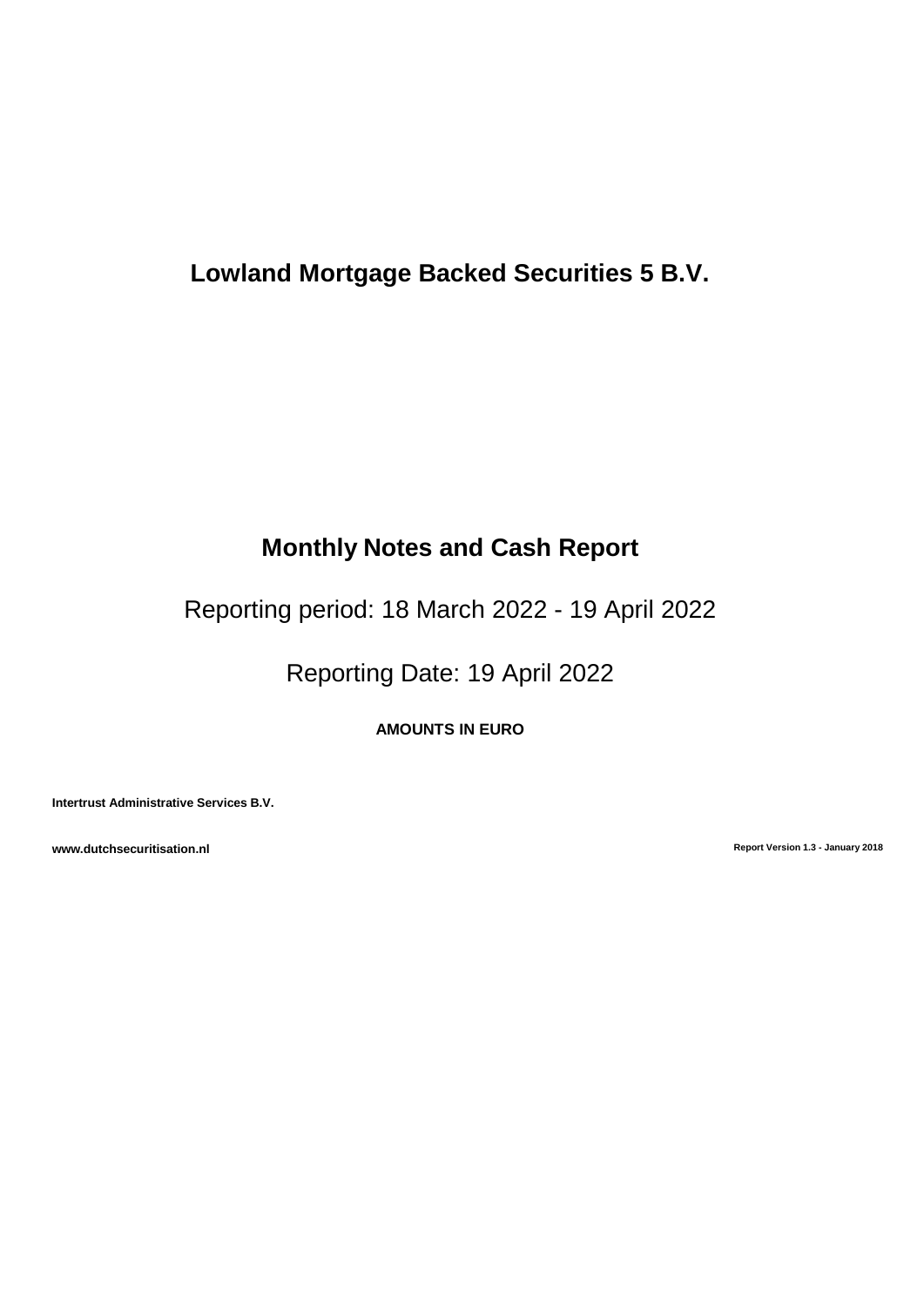# Lowland Mortgage Backed Securities 5 B.V.

## Monthly Notes and Cash Report

Reporting period: 18 March 2022 - 19 April 2022

Reporting Date: 19 April 2022

**AMOUNTS IN EURO**

**Intertrust Administrative Services B.V.**

**www.dutchsecuritisation.nl**

**Report Version 1.3 - January 2018**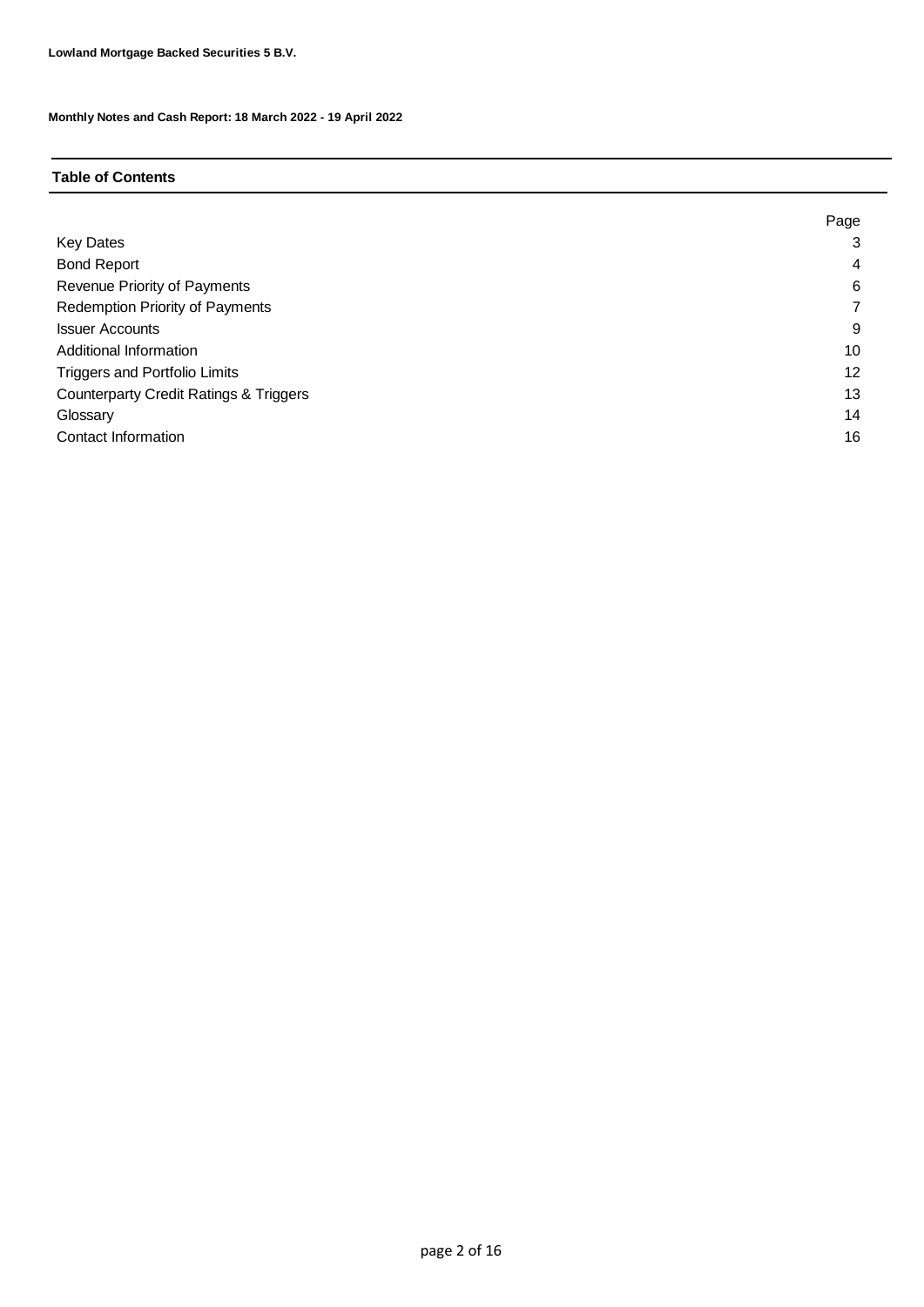**Lowland Mortgage Backed Securities 5 B.V.**

**Monthly Notes and Cash Report: 18 March 2022 - 19 April 2022**

## Table of Contents

| | Page |
|---|---|
| Key Dates | 3 |
| Bond Report | 4 |
| Revenue Priority of Payments | 6 |
| Redemption Priority of Payments | 7 |
| Issuer Accounts | 9 |
| Additional Information | 10 |
| Triggers and Portfolio Limits | 12 |
| Counterparty Credit Ratings & Triggers | 13 |
| Glossary | 14 |
| Contact Information | 16 |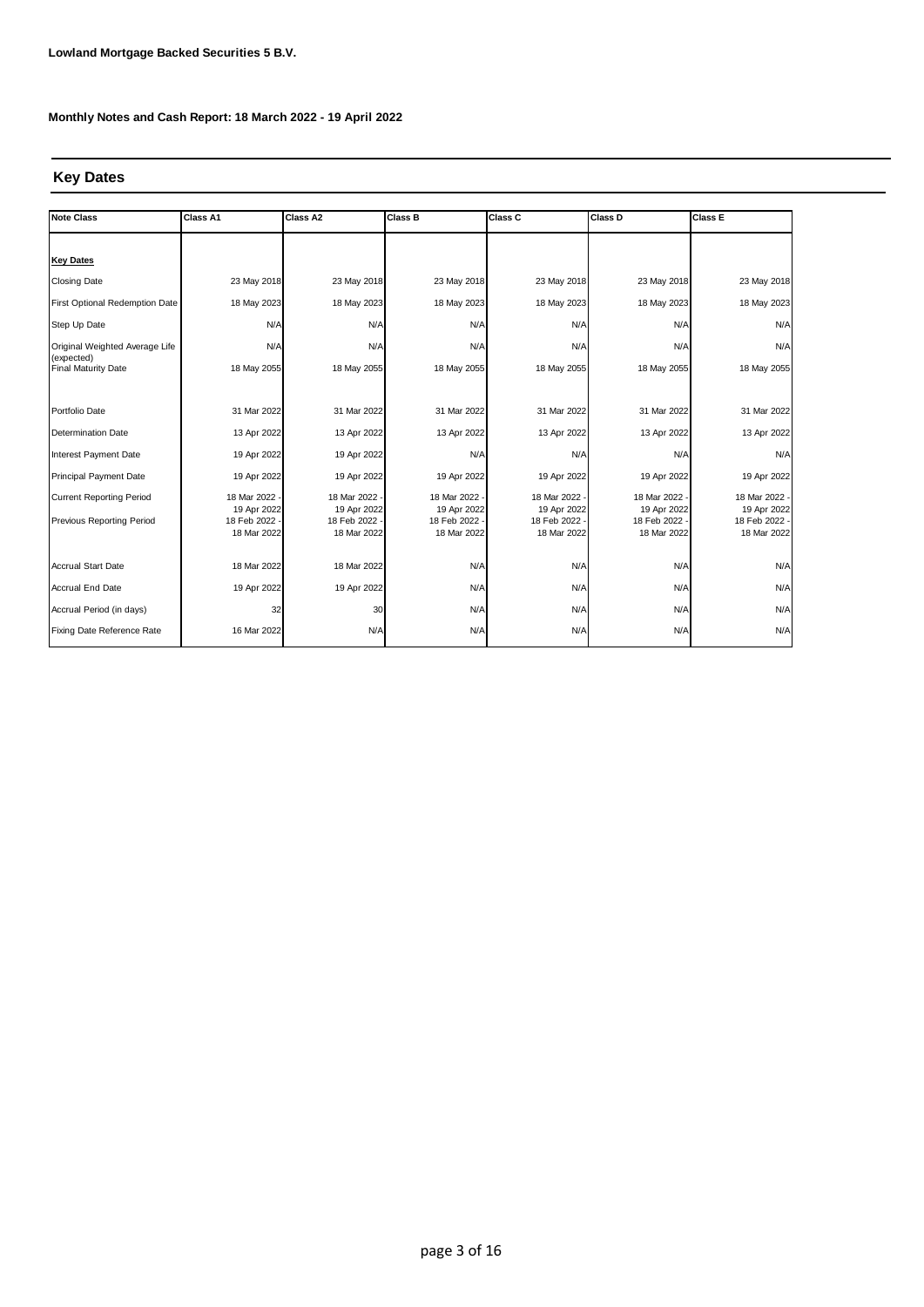**Lowland Mortgage Backed Securities 5 B.V.**

**Monthly Notes and Cash Report: 18 March 2022 - 19 April 2022**

## Key Dates

| Note Class | Class A1 | Class A2 | Class B | Class C | Class D | Class E |
|---|---|---|---|---|---|---|
| **Key Dates** | | | | | | |
| Closing Date | 23 May 2018 | 23 May 2018 | 23 May 2018 | 23 May 2018 | 23 May 2018 | 23 May 2018 |
| First Optional Redemption Date | 18 May 2023 | 18 May 2023 | 18 May 2023 | 18 May 2023 | 18 May 2023 | 18 May 2023 |
| Step Up Date | N/A | N/A | N/A | N/A | N/A | N/A |
| Original Weighted Average Life (expected) | N/A | N/A | N/A | N/A | N/A | N/A |
| Final Maturity Date | 18 May 2055 | 18 May 2055 | 18 May 2055 | 18 May 2055 | 18 May 2055 | 18 May 2055 |
| Portfolio Date | 31 Mar 2022 | 31 Mar 2022 | 31 Mar 2022 | 31 Mar 2022 | 31 Mar 2022 | 31 Mar 2022 |
| Determination Date | 13 Apr 2022 | 13 Apr 2022 | 13 Apr 2022 | 13 Apr 2022 | 13 Apr 2022 | 13 Apr 2022 |
| Interest Payment Date | 19 Apr 2022 | 19 Apr 2022 | N/A | N/A | N/A | N/A |
| Principal Payment Date | 19 Apr 2022 | 19 Apr 2022 | 19 Apr 2022 | 19 Apr 2022 | 19 Apr 2022 | 19 Apr 2022 |
| Current Reporting Period | 18 Mar 2022 - 19 Apr 2022 | 18 Mar 2022 - 19 Apr 2022 | 18 Mar 2022 - 19 Apr 2022 | 18 Mar 2022 - 19 Apr 2022 | 18 Mar 2022 - 19 Apr 2022 | 18 Mar 2022 - 19 Apr 2022 |
| Previous Reporting Period | 18 Feb 2022 - 18 Mar 2022 | 18 Feb 2022 - 18 Mar 2022 | 18 Feb 2022 - 18 Mar 2022 | 18 Feb 2022 - 18 Mar 2022 | 18 Feb 2022 - 18 Mar 2022 | 18 Feb 2022 - 18 Mar 2022 |
| Accrual Start Date | 18 Mar 2022 | 18 Mar 2022 | N/A | N/A | N/A | N/A |
| Accrual End Date | 19 Apr 2022 | 19 Apr 2022 | N/A | N/A | N/A | N/A |
| Accrual Period (in days) | 32 | 30 | N/A | N/A | N/A | N/A |
| Fixing Date Reference Rate | 16 Mar 2022 | N/A | N/A | N/A | N/A | N/A |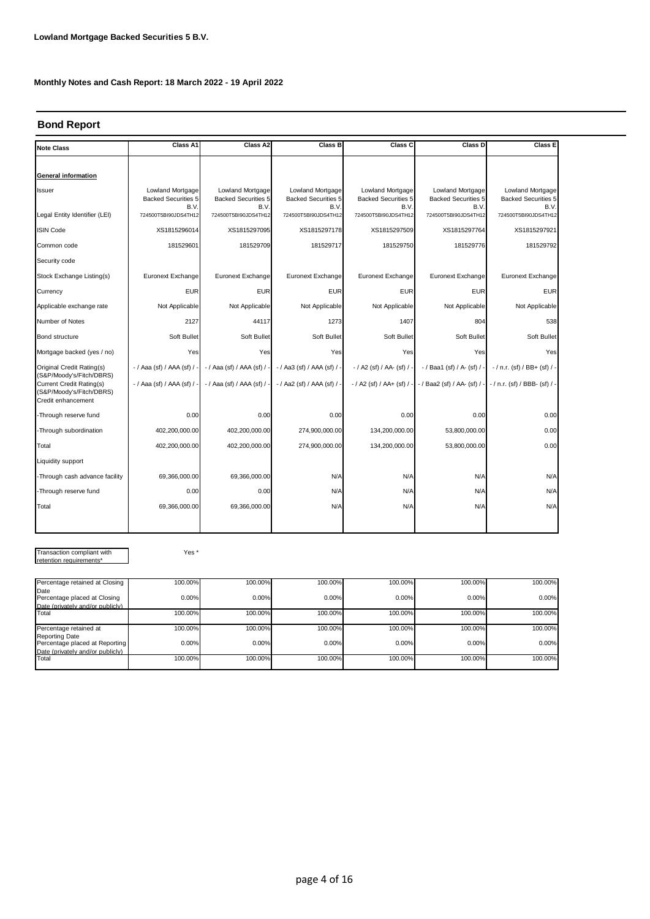**Lowland Mortgage Backed Securities 5 B.V.**

**Monthly Notes and Cash Report: 18 March 2022 - 19 April 2022**

## Bond Report

| Note Class | Class A1 | Class A2 | Class B | Class C | Class D | Class E |
|---|---|---|---|---|---|---|
| **General information** | | | | | | |
| Issuer | Lowland Mortgage Backed Securities 5 B.V. | Lowland Mortgage Backed Securities 5 B.V. | Lowland Mortgage Backed Securities 5 B.V. | Lowland Mortgage Backed Securities 5 B.V. | Lowland Mortgage Backed Securities 5 B.V. | Lowland Mortgage Backed Securities 5 B.V. |
| Legal Entity Identifier (LEI) | 724500T5BI90JDS4TH12 | 724500T5BI90JDS4TH12 | 724500T5BI90JDS4TH12 | 724500T5BI90JDS4TH12 | 724500T5BI90JDS4TH12 | 724500T5BI90JDS4TH12 |
| ISIN Code | XS1815296014 | XS1815297095 | XS1815297178 | XS1815297509 | XS1815297764 | XS1815297921 |
| Common code | 181529601 | 181529709 | 181529717 | 181529750 | 181529776 | 181529792 |
| Security code | | | | | | |
| Stock Exchange Listing(s) | Euronext Exchange | Euronext Exchange | Euronext Exchange | Euronext Exchange | Euronext Exchange | Euronext Exchange |
| Currency | EUR | EUR | EUR | EUR | EUR | EUR |
| Applicable exchange rate | Not Applicable | Not Applicable | Not Applicable | Not Applicable | Not Applicable | Not Applicable |
| Number of Notes | 2127 | 44117 | 1273 | 1407 | 804 | 538 |
| Bond structure | Soft Bullet | Soft Bullet | Soft Bullet | Soft Bullet | Soft Bullet | Soft Bullet |
| Mortgage backed (yes / no) | Yes | Yes | Yes | Yes | Yes | Yes |
| Original Credit Rating(s) (S&P/Moody's/Fitch/DBRS) | - / Aaa (sf) / AAA (sf) / - | - / Aaa (sf) / AAA (sf) / - | - / Aa3 (sf) / AAA (sf) / - | - / A2 (sf) / AA- (sf) / - | - / Baa1 (sf) / A- (sf) / - | - / n.r. (sf) / BB+ (sf) / - |
| Current Credit Rating(s) (S&P/Moody's/Fitch/DBRS) | - / Aaa (sf) / AAA (sf) / - | - / Aaa (sf) / AAA (sf) / - | - / Aa2 (sf) / AAA (sf) / - | - / A2 (sf) / AA+ (sf) / - | - / Baa2 (sf) / AA- (sf) / - | - / n.r. (sf) / BBB- (sf) / - |
| Credit enhancement | | | | | | |
| -Through reserve fund | 0.00 | 0.00 | 0.00 | 0.00 | 0.00 | 0.00 |
| -Through subordination | 402,200,000.00 | 402,200,000.00 | 274,900,000.00 | 134,200,000.00 | 53,800,000.00 | 0.00 |
| Total | 402,200,000.00 | 402,200,000.00 | 274,900,000.00 | 134,200,000.00 | 53,800,000.00 | 0.00 |
| Liquidity support | | | | | | |
| -Through cash advance facility | 69,366,000.00 | 69,366,000.00 | N/A | N/A | N/A | N/A |
| -Through reserve fund | 0.00 | 0.00 | N/A | N/A | N/A | N/A |
| Total | 69,366,000.00 | 69,366,000.00 | N/A | N/A | N/A | N/A |

| Transaction compliant with retention requirements* | Yes * |
|---|---|

| | Class A1 | Class A2 | Class B | Class C | Class D | Class E |
|---|---|---|---|---|---|---|
| Percentage retained at Closing Date | 100.00% | 100.00% | 100.00% | 100.00% | 100.00% | 100.00% |
| Percentage placed at Closing Date (privately and/or publicly) | 0.00% | 0.00% | 0.00% | 0.00% | 0.00% | 0.00% |
| Total | 100.00% | 100.00% | 100.00% | 100.00% | 100.00% | 100.00% |
| Percentage retained at Reporting Date | 100.00% | 100.00% | 100.00% | 100.00% | 100.00% | 100.00% |
| Percentage placed at Reporting Date (privately and/or publicly) | 0.00% | 0.00% | 0.00% | 0.00% | 0.00% | 0.00% |
| Total | 100.00% | 100.00% | 100.00% | 100.00% | 100.00% | 100.00% |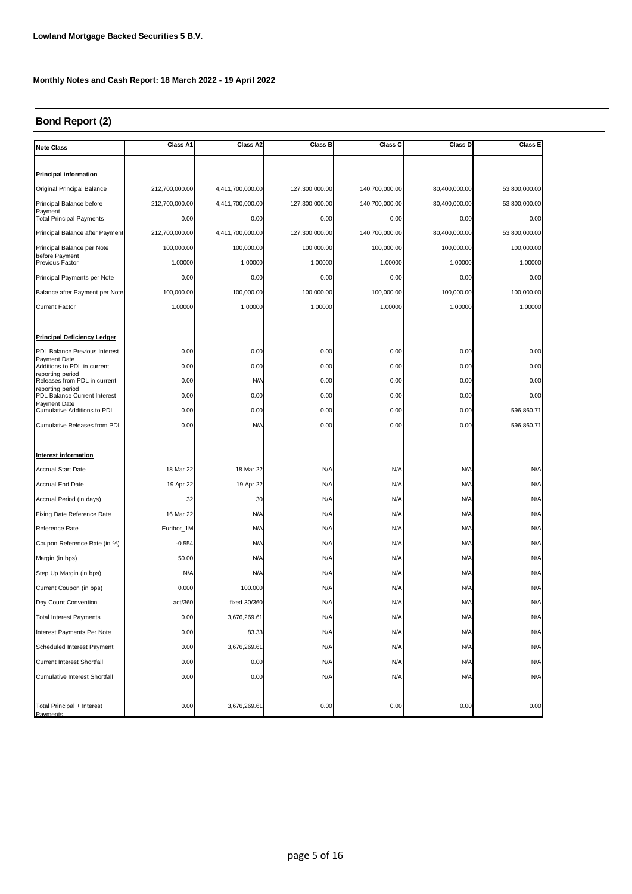**Lowland Mortgage Backed Securities 5 B.V.**

**Monthly Notes and Cash Report: 18 March 2022 - 19 April 2022**

## Bond Report (2)

| Note Class | Class A1 | Class A2 | Class B | Class C | Class D | Class E |
|---|---|---|---|---|---|---|
| **Principal information** | | | | | | |
| Original Principal Balance | 212,700,000.00 | 4,411,700,000.00 | 127,300,000.00 | 140,700,000.00 | 80,400,000.00 | 53,800,000.00 |
| Principal Balance before Payment | 212,700,000.00 | 4,411,700,000.00 | 127,300,000.00 | 140,700,000.00 | 80,400,000.00 | 53,800,000.00 |
| Total Principal Payments | 0.00 | 0.00 | 0.00 | 0.00 | 0.00 | 0.00 |
| Principal Balance after Payment | 212,700,000.00 | 4,411,700,000.00 | 127,300,000.00 | 140,700,000.00 | 80,400,000.00 | 53,800,000.00 |
| Principal Balance per Note before Payment | 100,000.00 | 100,000.00 | 100,000.00 | 100,000.00 | 100,000.00 | 100,000.00 |
| Previous Factor | 1.00000 | 1.00000 | 1.00000 | 1.00000 | 1.00000 | 1.00000 |
| Principal Payments per Note | 0.00 | 0.00 | 0.00 | 0.00 | 0.00 | 0.00 |
| Balance after Payment per Note | 100,000.00 | 100,000.00 | 100,000.00 | 100,000.00 | 100,000.00 | 100,000.00 |
| Current Factor | 1.00000 | 1.00000 | 1.00000 | 1.00000 | 1.00000 | 1.00000 |
| **Principal Deficiency Ledger** | | | | | | |
| PDL Balance Previous Interest Payment Date | 0.00 | 0.00 | 0.00 | 0.00 | 0.00 | 0.00 |
| Additions to PDL in current reporting period | 0.00 | 0.00 | 0.00 | 0.00 | 0.00 | 0.00 |
| Releases from PDL in current reporting period | 0.00 | N/A | 0.00 | 0.00 | 0.00 | 0.00 |
| PDL Balance Current Interest Payment Date | 0.00 | 0.00 | 0.00 | 0.00 | 0.00 | 0.00 |
| Cumulative Additions to PDL | 0.00 | 0.00 | 0.00 | 0.00 | 0.00 | 596,860.71 |
| Cumulative Releases from PDL | 0.00 | N/A | 0.00 | 0.00 | 0.00 | 596,860.71 |
| **Interest information** | | | | | | |
| Accrual Start Date | 18 Mar 22 | 18 Mar 22 | N/A | N/A | N/A | N/A |
| Accrual End Date | 19 Apr 22 | 19 Apr 22 | N/A | N/A | N/A | N/A |
| Accrual Period (in days) | 32 | 30 | N/A | N/A | N/A | N/A |
| Fixing Date Reference Rate | 16 Mar 22 | N/A | N/A | N/A | N/A | N/A |
| Reference Rate | Euribor_1M | N/A | N/A | N/A | N/A | N/A |
| Coupon Reference Rate (in %) | -0.554 | N/A | N/A | N/A | N/A | N/A |
| Margin (in bps) | 50.00 | N/A | N/A | N/A | N/A | N/A |
| Step Up Margin (in bps) | N/A | N/A | N/A | N/A | N/A | N/A |
| Current Coupon (in bps) | 0.000 | 100.000 | N/A | N/A | N/A | N/A |
| Day Count Convention | act/360 | fixed 30/360 | N/A | N/A | N/A | N/A |
| Total Interest Payments | 0.00 | 3,676,269.61 | N/A | N/A | N/A | N/A |
| Interest Payments Per Note | 0.00 | 83.33 | N/A | N/A | N/A | N/A |
| Scheduled Interest Payment | 0.00 | 3,676,269.61 | N/A | N/A | N/A | N/A |
| Current Interest Shortfall | 0.00 | 0.00 | N/A | N/A | N/A | N/A |
| Cumulative Interest Shortfall | 0.00 | 0.00 | N/A | N/A | N/A | N/A |
| Total Principal + Interest Payments | 0.00 | 3,676,269.61 | 0.00 | 0.00 | 0.00 | 0.00 |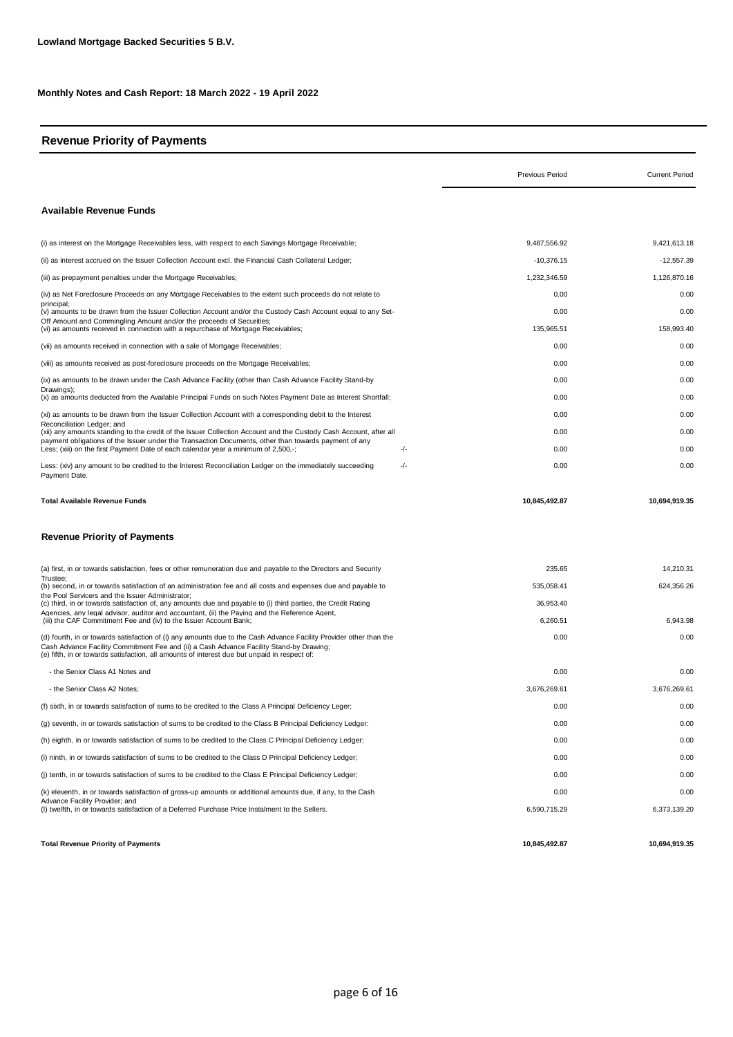**Lowland Mortgage Backed Securities 5 B.V.**

**Monthly Notes and Cash Report: 18 March 2022 - 19 April 2022**

## Revenue Priority of Payments

| | | Previous Period | Current Period |
|---|---|---|---|
| **Available Revenue Funds** | | | |
| (i) as interest on the Mortgage Receivables less, with respect to each Savings Mortgage Receivable; | | 9,487,556.92 | 9,421,613.18 |
| (ii) as interest accrued on the Issuer Collection Account excl. the Financial Cash Collateral Ledger; | | -10,376.15 | -12,557.39 |
| (iii) as prepayment penalties under the Mortgage Receivables; | | 1,232,346.59 | 1,126,870.16 |
| (iv) as Net Foreclosure Proceeds on any Mortgage Receivables to the extent such proceeds do not relate to principal; | | 0.00 | 0.00 |
| (v) amounts to be drawn from the Issuer Collection Account and/or the Custody Cash Account equal to any Set-Off Amount and Commingling Amount and/or the proceeds of Securities; | | 0.00 | 0.00 |
| (vi) as amounts received in connection with a repurchase of Mortgage Receivables; | | 135,965.51 | 158,993.40 |
| (vii) as amounts received in connection with a sale of Mortgage Receivables; | | 0.00 | 0.00 |
| (viii) as amounts received as post-foreclosure proceeds on the Mortgage Receivables; | | 0.00 | 0.00 |
| (ix) as amounts to be drawn under the Cash Advance Facility (other than Cash Advance Facility Stand-by Drawings); | | 0.00 | 0.00 |
| (x) as amounts deducted from the Available Principal Funds on such Notes Payment Date as Interest Shortfall; | | 0.00 | 0.00 |
| (xi) as amounts to be drawn from the Issuer Collection Account with a corresponding debit to the Interest Reconciliation Ledger; and | | 0.00 | 0.00 |
| (xii) any amounts standing to the credit of the Issuer Collection Account and the Custody Cash Account, after all payment obligations of the Issuer under the Transaction Documents, other than towards payment of any | | 0.00 | 0.00 |
| Less; (xiii) on the first Payment Date of each calendar year a minimum of 2,500,-; | -/- | 0.00 | 0.00 |
| Less: (xiv) any amount to be credited to the Interest Reconciliation Ledger on the immediately succeeding Payment Date. | -/- | 0.00 | 0.00 |
| **Total Available Revenue Funds** | | **10,845,492.87** | **10,694,919.35** |

### Revenue Priority of Payments

| | Previous Period | Current Period |
|---|---|---|
| (a) first, in or towards satisfaction, fees or other remuneration due and payable to the Directors and Security Trustee; | 235.65 | 14,210.31 |
| (b) second, in or towards satisfaction of an administration fee and all costs and expenses due and payable to the Pool Servicers and the Issuer Administrator; | 535,058.41 | 624,356.26 |
| (c) third, in or towards satisfaction of, any amounts due and payable to (i) third parties, the Credit Rating Agencies, any legal advisor, auditor and accountant, (ii) the Paying and the Reference Agent, | 36,953.40 | |
| (iii) the CAF Commitment Fee and (iv) to the Issuer Account Bank; | 6,260.51 | 6,943.98 |
| (d) fourth, in or towards satisfaction of (i) any amounts due to the Cash Advance Facility Provider other than the Cash Advance Facility Commitment Fee and (ii) a Cash Advance Facility Stand-by Drawing; | 0.00 | 0.00 |
| (e) fifth, in or towards satisfaction, all amounts of interest due but unpaid in respect of: | | |
| - the Senior Class A1 Notes and | 0.00 | 0.00 |
| - the Senior Class A2 Notes; | 3,676,269.61 | 3,676,269.61 |
| (f) sixth, in or towards satisfaction of sums to be credited to the Class A Principal Deficiency Leger; | 0.00 | 0.00 |
| (g) seventh, in or towards satisfaction of sums to be credited to the Class B Principal Deficiency Ledger: | 0.00 | 0.00 |
| (h) eighth, in or towards satisfaction of sums to be credited to the Class C Principal Deficiency Ledger; | 0.00 | 0.00 |
| (i) ninth, in or towards satisfaction of sums to be credited to the Class D Principal Deficiency Ledger; | 0.00 | 0.00 |
| (j) tenth, in or towards satisfaction of sums to be credited to the Class E Principal Deficiency Ledger; | 0.00 | 0.00 |
| (k) eleventh, in or towards satisfaction of gross-up amounts or additional amounts due, if any, to the Cash Advance Facility Provider; and | 0.00 | 0.00 |
| (l) twelfth, in or towards satisfaction of a Deferred Purchase Price Instalment to the Sellers. | 6,590,715.29 | 6,373,139.20 |
| **Total Revenue Priority of Payments** | **10,845,492.87** | **10,694,919.35** |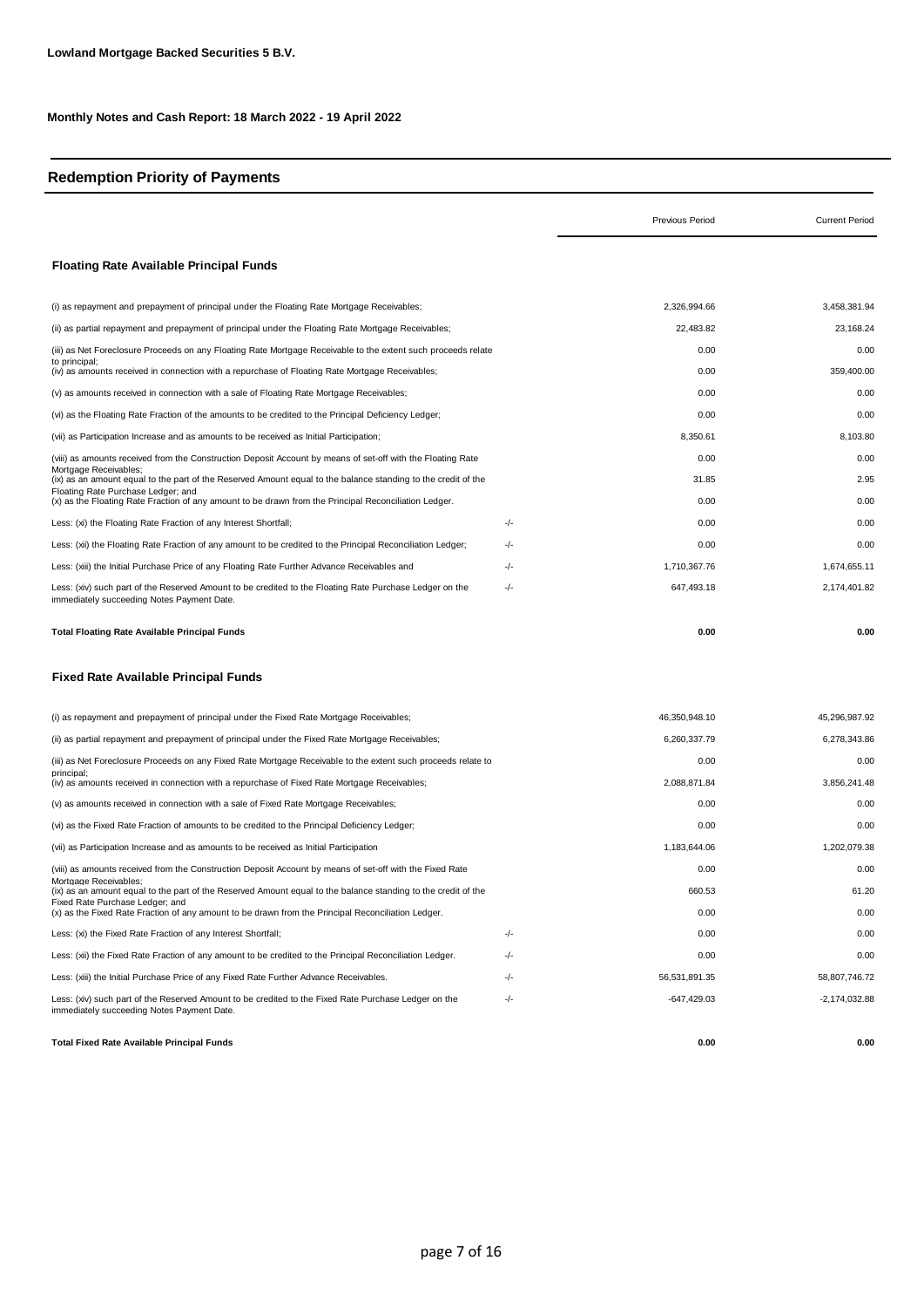**Lowland Mortgage Backed Securities 5 B.V.**

**Monthly Notes and Cash Report: 18 March 2022 - 19 April 2022**

## Redemption Priority of Payments

| | | Previous Period | Current Period |
|---|---|---|---|
| **Floating Rate Available Principal Funds** | | | |
| (i) as repayment and prepayment of principal under the Floating Rate Mortgage Receivables; | | 2,326,994.66 | 3,458,381.94 |
| (ii) as partial repayment and prepayment of principal under the Floating Rate Mortgage Receivables; | | 22,483.82 | 23,168.24 |
| (iii) as Net Foreclosure Proceeds on any Floating Rate Mortgage Receivable to the extent such proceeds relate to principal; | | 0.00 | 0.00 |
| (iv) as amounts received in connection with a repurchase of Floating Rate Mortgage Receivables; | | 0.00 | 359,400.00 |
| (v) as amounts received in connection with a sale of Floating Rate Mortgage Receivables; | | 0.00 | 0.00 |
| (vi) as the Floating Rate Fraction of the amounts to be credited to the Principal Deficiency Ledger; | | 0.00 | 0.00 |
| (vii) as Participation Increase and as amounts to be received as Initial Participation; | | 8,350.61 | 8,103.80 |
| (viii) as amounts received from the Construction Deposit Account by means of set-off with the Floating Rate Mortgage Receivables; | | 0.00 | 0.00 |
| (ix) as an amount equal to the part of the Reserved Amount equal to the balance standing to the credit of the Floating Rate Purchase Ledger; and | | 31.85 | 2.95 |
| (x) as the Floating Rate Fraction of any amount to be drawn from the Principal Reconciliation Ledger. | | 0.00 | 0.00 |
| Less: (xi) the Floating Rate Fraction of any Interest Shortfall; | -/- | 0.00 | 0.00 |
| Less: (xii) the Floating Rate Fraction of any amount to be credited to the Principal Reconciliation Ledger; | -/- | 0.00 | 0.00 |
| Less: (xiii) the Initial Purchase Price of any Floating Rate Further Advance Receivables and | -/- | 1,710,367.76 | 1,674,655.11 |
| Less: (xiv) such part of the Reserved Amount to be credited to the Floating Rate Purchase Ledger on the immediately succeeding Notes Payment Date. | -/- | 647,493.18 | 2,174,401.82 |
| **Total Floating Rate Available Principal Funds** | | **0.00** | **0.00** |
| **Fixed Rate Available Principal Funds** | | | |
| (i) as repayment and prepayment of principal under the Fixed Rate Mortgage Receivables; | | 46,350,948.10 | 45,296,987.92 |
| (ii) as partial repayment and prepayment of principal under the Fixed Rate Mortgage Receivables; | | 6,260,337.79 | 6,278,343.86 |
| (iii) as Net Foreclosure Proceeds on any Fixed Rate Mortgage Receivable to the extent such proceeds relate to principal; | | 0.00 | 0.00 |
| (iv) as amounts received in connection with a repurchase of Fixed Rate Mortgage Receivables; | | 2,088,871.84 | 3,856,241.48 |
| (v) as amounts received in connection with a sale of Fixed Rate Mortgage Receivables; | | 0.00 | 0.00 |
| (vi) as the Fixed Rate Fraction of amounts to be credited to the Principal Deficiency Ledger; | | 0.00 | 0.00 |
| (vii) as Participation Increase and as amounts to be received as Initial Participation | | 1,183,644.06 | 1,202,079.38 |
| (viii) as amounts received from the Construction Deposit Account by means of set-off with the Fixed Rate Mortgage Receivables; | | 0.00 | 0.00 |
| (ix) as an amount equal to the part of the Reserved Amount equal to the balance standing to the credit of the Fixed Rate Purchase Ledger; and | | 660.53 | 61.20 |
| (x) as the Fixed Rate Fraction of any amount to be drawn from the Principal Reconciliation Ledger. | | 0.00 | 0.00 |
| Less: (xi) the Fixed Rate Fraction of any Interest Shortfall; | -/- | 0.00 | 0.00 |
| Less: (xii) the Fixed Rate Fraction of any amount to be credited to the Principal Reconciliation Ledger. | -/- | 0.00 | 0.00 |
| Less: (xiii) the Initial Purchase Price of any Fixed Rate Further Advance Receivables. | -/- | 56,531,891.35 | 58,807,746.72 |
| Less: (xiv) such part of the Reserved Amount to be credited to the Fixed Rate Purchase Ledger on the immediately succeeding Notes Payment Date. | -/- | -647,429.03 | -2,174,032.88 |
| **Total Fixed Rate Available Principal Funds** | | **0.00** | **0.00** |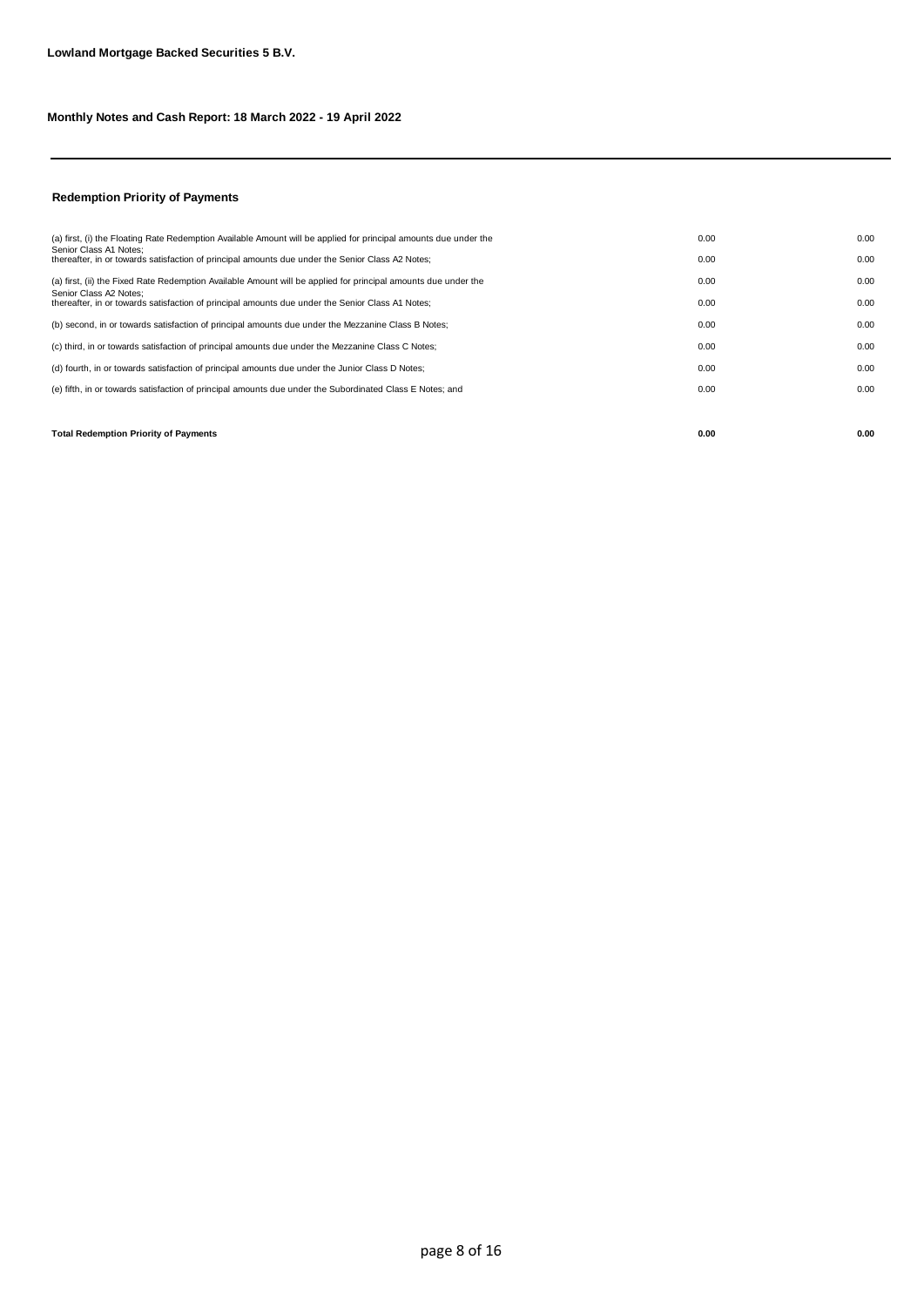**Lowland Mortgage Backed Securities 5 B.V.**

**Monthly Notes and Cash Report: 18 March 2022 - 19 April 2022**

---

### Redemption Priority of Payments

| | | |
|---|---|---|
| (a) first, (i) the Floating Rate Redemption Available Amount will be applied for principal amounts due under the Senior Class A1 Notes; | 0.00 | 0.00 |
| thereafter, in or towards satisfaction of principal amounts due under the Senior Class A2 Notes; | 0.00 | 0.00 |
| (a) first, (ii) the Fixed Rate Redemption Available Amount will be applied for principal amounts due under the Senior Class A2 Notes; | 0.00 | 0.00 |
| thereafter, in or towards satisfaction of principal amounts due under the Senior Class A1 Notes; | 0.00 | 0.00 |
| (b) second, in or towards satisfaction of principal amounts due under the Mezzanine Class B Notes; | 0.00 | 0.00 |
| (c) third, in or towards satisfaction of principal amounts due under the Mezzanine Class C Notes; | 0.00 | 0.00 |
| (d) fourth, in or towards satisfaction of principal amounts due under the Junior Class D Notes; | 0.00 | 0.00 |
| (e) fifth, in or towards satisfaction of principal amounts due under the Subordinated Class E Notes; and | 0.00 | 0.00 |
| **Total Redemption Priority of Payments** | **0.00** | **0.00** |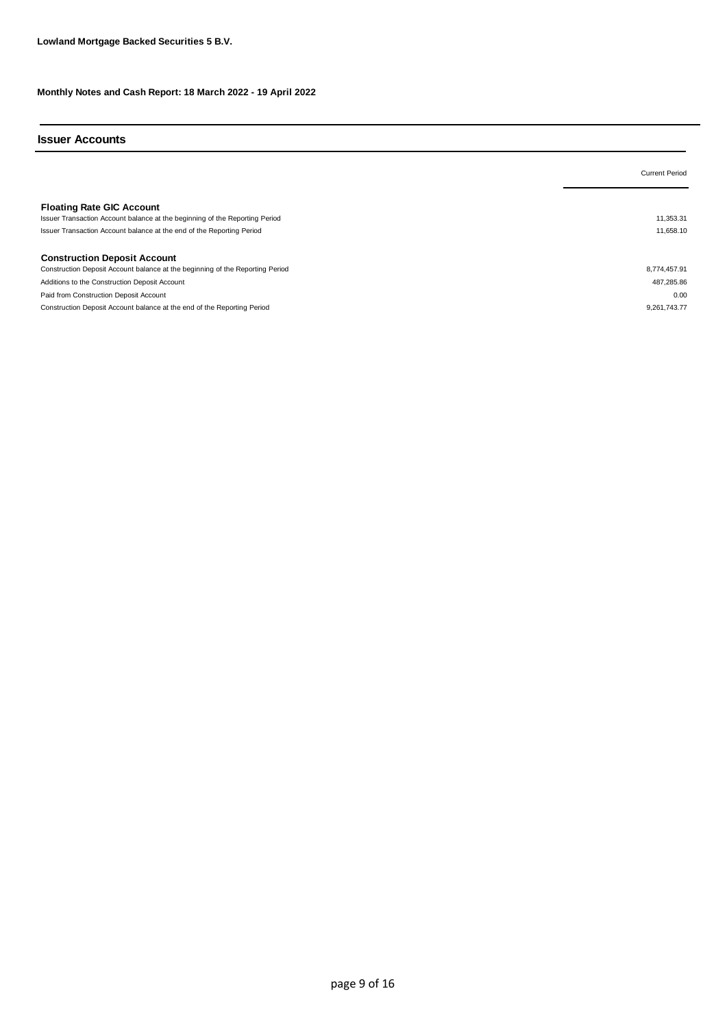**Lowland Mortgage Backed Securities 5 B.V.**

**Monthly Notes and Cash Report: 18 March 2022 - 19 April 2022**

## Issuer Accounts

| | Current Period |
|---|---|
| **Floating Rate GIC Account** | |
| Issuer Transaction Account balance at the beginning of the Reporting Period | 11,353.31 |
| Issuer Transaction Account balance at the end of the Reporting Period | 11,658.10 |
| | |
| **Construction Deposit Account** | |
| Construction Deposit Account balance at the beginning of the Reporting Period | 8,774,457.91 |
| Additions to the Construction Deposit Account | 487,285.86 |
| Paid from Construction Deposit Account | 0.00 |
| Construction Deposit Account balance at the end of the Reporting Period | 9,261,743.77 |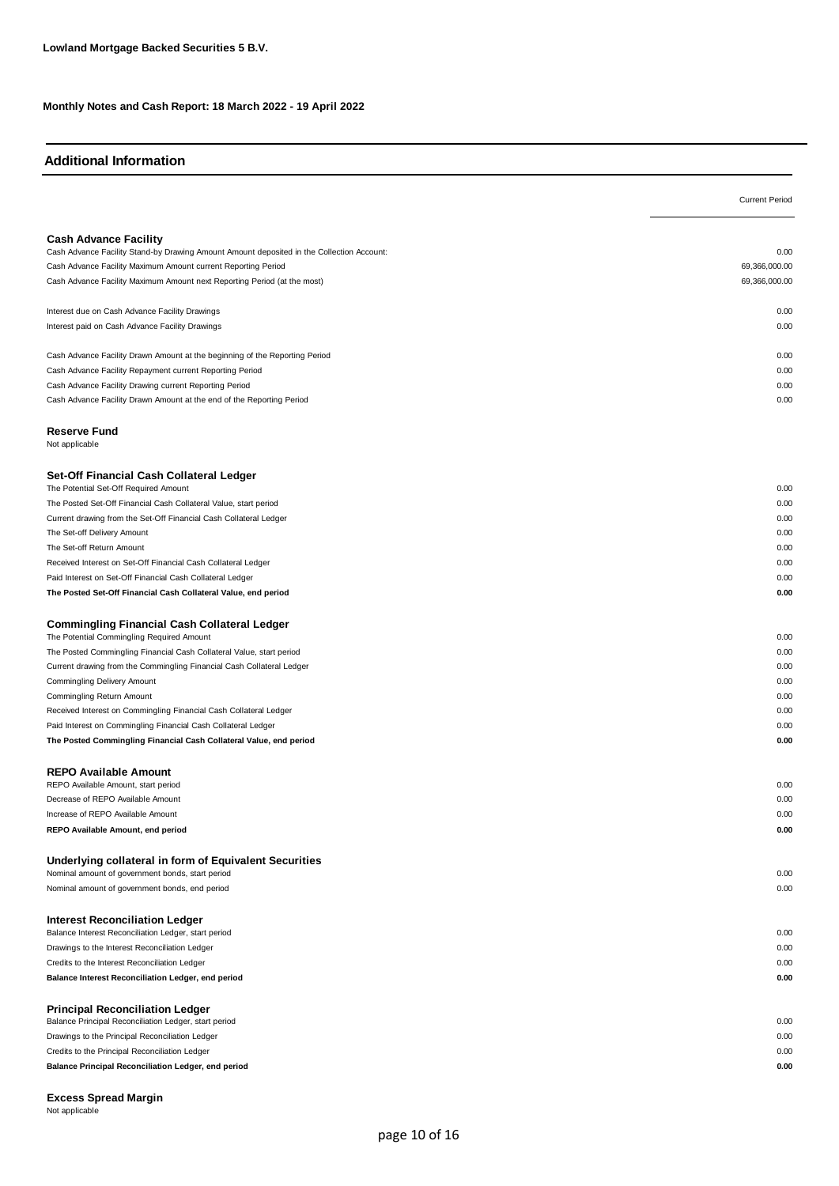**Lowland Mortgage Backed Securities 5 B.V.**

**Monthly Notes and Cash Report: 18 March 2022 - 19 April 2022**

## Additional Information

| | Current Period |
|---|---|
| **Cash Advance Facility** | |
| Cash Advance Facility Stand-by Drawing Amount Amount deposited in the Collection Account: | 0.00 |
| Cash Advance Facility Maximum Amount current Reporting Period | 69,366,000.00 |
| Cash Advance Facility Maximum Amount next Reporting Period (at the most) | 69,366,000.00 |
| | |
| Interest due on Cash Advance Facility Drawings | 0.00 |
| Interest paid on Cash Advance Facility Drawings | 0.00 |
| | |
| Cash Advance Facility Drawn Amount at the beginning of the Reporting Period | 0.00 |
| Cash Advance Facility Repayment current Reporting Period | 0.00 |
| Cash Advance Facility Drawing current Reporting Period | 0.00 |
| Cash Advance Facility Drawn Amount at the end of the Reporting Period | 0.00 |
| | |
| **Reserve Fund** | |
| Not applicable | |
| | |
| **Set-Off Financial Cash Collateral Ledger** | |
| The Potential Set-Off Required Amount | 0.00 |
| The Posted Set-Off Financial Cash Collateral Value, start period | 0.00 |
| Current drawing from the Set-Off Financial Cash Collateral Ledger | 0.00 |
| The Set-off Delivery Amount | 0.00 |
| The Set-off Return Amount | 0.00 |
| Received Interest on Set-Off Financial Cash Collateral Ledger | 0.00 |
| Paid Interest on Set-Off Financial Cash Collateral Ledger | 0.00 |
| **The Posted Set-Off Financial Cash Collateral Value, end period** | **0.00** |
| | |
| **Commingling Financial Cash Collateral Ledger** | |
| The Potential Commingling Required Amount | 0.00 |
| The Posted Commingling Financial Cash Collateral Value, start period | 0.00 |
| Current drawing from the Commingling Financial Cash Collateral Ledger | 0.00 |
| Commingling Delivery Amount | 0.00 |
| Commingling Return Amount | 0.00 |
| Received Interest on Commingling Financial Cash Collateral Ledger | 0.00 |
| Paid Interest on Commingling Financial Cash Collateral Ledger | 0.00 |
| **The Posted Commingling Financial Cash Collateral Value, end period** | **0.00** |
| | |
| **REPO Available Amount** | |
| REPO Available Amount, start period | 0.00 |
| Decrease of REPO Available Amount | 0.00 |
| Increase of REPO Available Amount | 0.00 |
| **REPO Available Amount, end period** | **0.00** |
| | |
| **Underlying collateral in form of Equivalent Securities** | |
| Nominal amount of government bonds, start period | 0.00 |
| Nominal amount of government bonds, end period | 0.00 |
| | |
| **Interest Reconciliation Ledger** | |
| Balance Interest Reconciliation Ledger, start period | 0.00 |
| Drawings to the Interest Reconciliation Ledger | 0.00 |
| Credits to the Interest Reconciliation Ledger | 0.00 |
| **Balance Interest Reconciliation Ledger, end period** | **0.00** |
| | |
| **Principal Reconciliation Ledger** | |
| Balance Principal Reconciliation Ledger, start period | 0.00 |
| Drawings to the Principal Reconciliation Ledger | 0.00 |
| Credits to the Principal Reconciliation Ledger | 0.00 |
| **Balance Principal Reconciliation Ledger, end period** | **0.00** |
| | |
| **Excess Spread Margin** | |
| Not applicable | |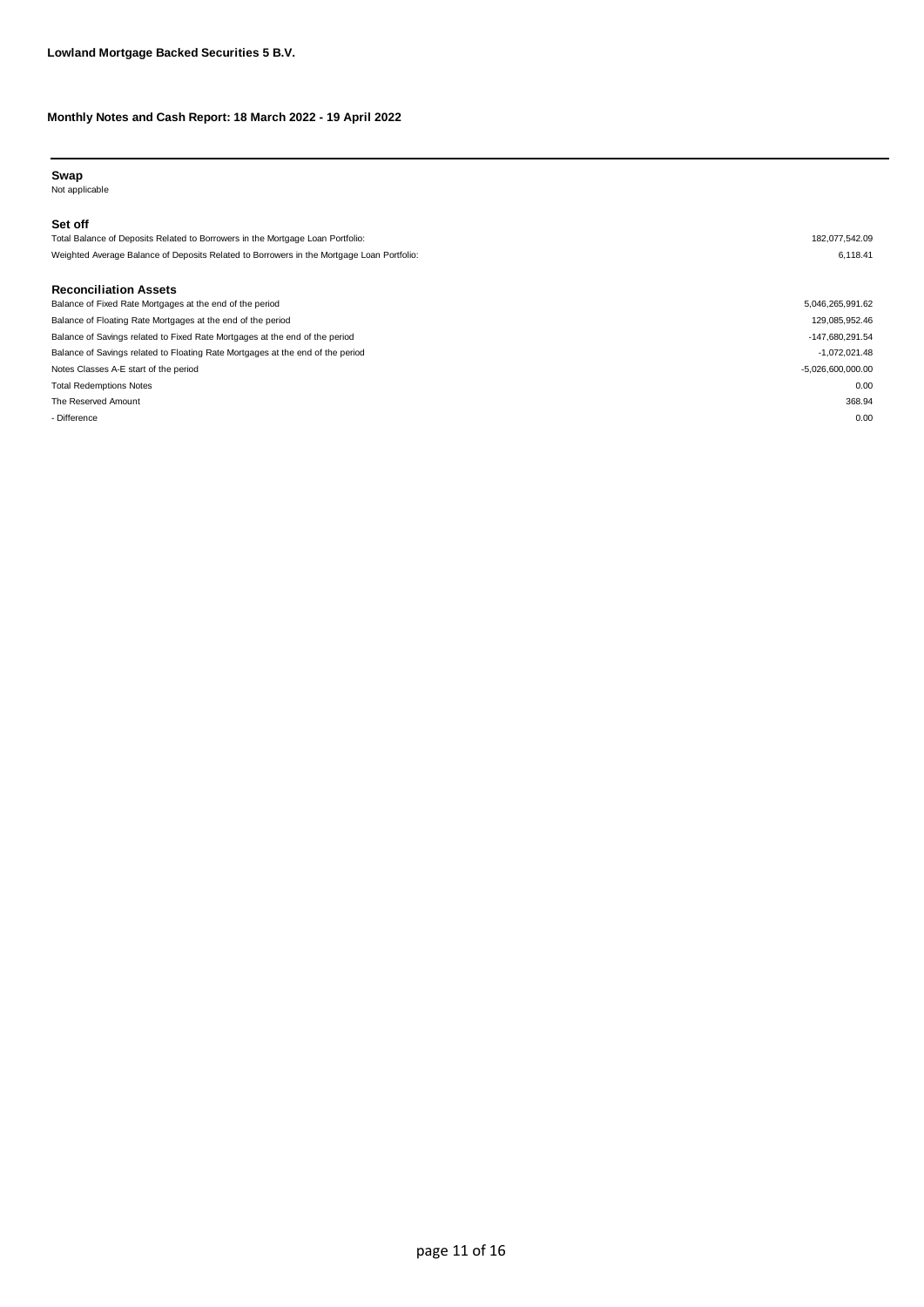**Lowland Mortgage Backed Securities 5 B.V.**

**Monthly Notes and Cash Report: 18 March 2022 - 19 April 2022**

### Swap

Not applicable

### Set off

| | |
|---|---|
| Total Balance of Deposits Related to Borrowers in the Mortgage Loan Portfolio: | 182,077,542.09 |
| Weighted Average Balance of Deposits Related to Borrowers in the Mortgage Loan Portfolio: | 6,118.41 |

### Reconciliation Assets

| | |
|---|---|
| Balance of Fixed Rate Mortgages at the end of the period | 5,046,265,991.62 |
| Balance of Floating Rate Mortgages at the end of the period | 129,085,952.46 |
| Balance of Savings related to Fixed Rate Mortgages at the end of the period | -147,680,291.54 |
| Balance of Savings related to Floating Rate Mortgages at the end of the period | -1,072,021.48 |
| Notes Classes A-E start of the period | -5,026,600,000.00 |
| Total Redemptions Notes | 0.00 |
| The Reserved Amount | 368.94 |
| - Difference | 0.00 |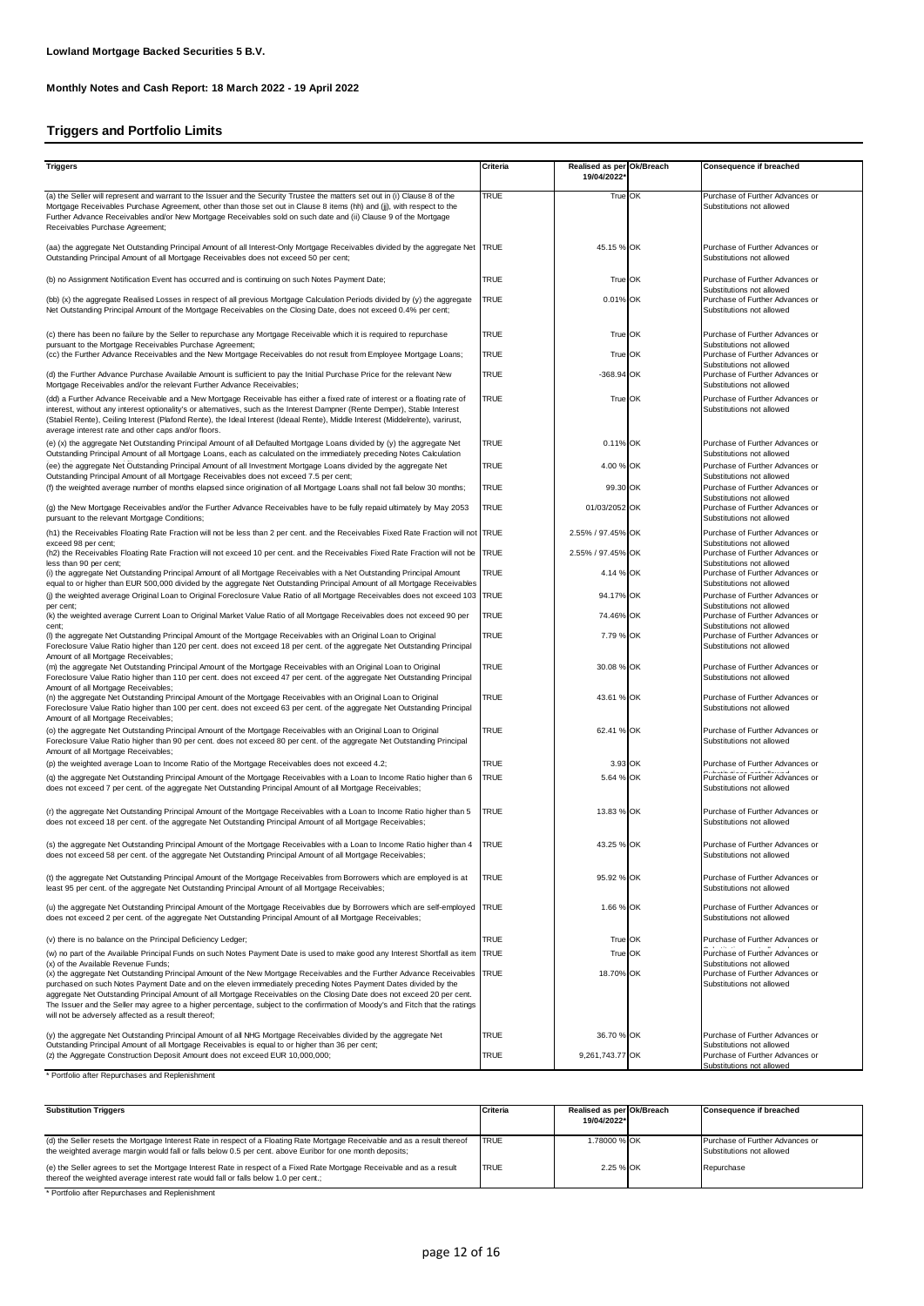**Lowland Mortgage Backed Securities 5 B.V.**

**Monthly Notes and Cash Report: 18 March 2022 - 19 April 2022**

## Triggers and Portfolio Limits

| Triggers | Criteria | Realised as per 19/04/2022* | Ok/Breach | Consequence if breached |
|---|---|---|---|---|
| (a) the Seller will represent and warrant to the Issuer and the Security Trustee the matters set out in (i) Clause 8 of the Mortgage Receivables Purchase Agreement, other than those set out in Clause 8 items (hh) and (jj), with respect to the Further Advance Receivables and/or New Mortgage Receivables sold on such date and (ii) Clause 9 of the Mortgage Receivables Purchase Agreement; | TRUE | True | OK | Purchase of Further Advances or Substitutions not allowed |
| (aa) the aggregate Net Outstanding Principal Amount of all Interest-Only Mortgage Receivables divided by the aggregate Net Outstanding Principal Amount of all Mortgage Receivables does not exceed 50 per cent; | TRUE | 45.15 % | OK | Purchase of Further Advances or Substitutions not allowed |
| (b) no Assignment Notification Event has occurred and is continuing on such Notes Payment Date; | TRUE | True | OK | Purchase of Further Advances or Substitutions not allowed |
| (bb) (x) the aggregate Realised Losses in respect of all previous Mortgage Calculation Periods divided by (y) the aggregate Net Outstanding Principal Amount of the Mortgage Receivables on the Closing Date, does not exceed 0.4% per cent; | TRUE | 0.01% | OK | Purchase of Further Advances or Substitutions not allowed |
| (c) there has been no failure by the Seller to repurchase any Mortgage Receivable which it is required to repurchase pursuant to the Mortgage Receivables Purchase Agreement; | TRUE | True | OK | Purchase of Further Advances or Substitutions not allowed |
| (cc) the Further Advance Receivables and the New Mortgage Receivables do not result from Employee Mortgage Loans; | TRUE | True | OK | Purchase of Further Advances or Substitutions not allowed |
| (d) the Further Advance Purchase Available Amount is sufficient to pay the Initial Purchase Price for the relevant New Mortgage Receivables and/or the relevant Further Advance Receivables; | TRUE | -368.94 | OK | Purchase of Further Advances or Substitutions not allowed |
| (dd) a Further Advance Receivable and a New Mortgage Receivable has either a fixed rate of interest or a floating rate of interest, without any interest optionality's or alternatives, such as the Interest Dampner (Rente Demper), Stable Interest (Stabiel Rente), Ceiling Interest (Plafond Rente), the Ideal Interest (Ideaal Rente), Middle Interest (Middelrente), varirust, average interest rate and other caps and/or floors. | TRUE | True | OK | Purchase of Further Advances or Substitutions not allowed |
| (e) (x) the aggregate Net Outstanding Principal Amount of all Defaulted Mortgage Loans divided by (y) the aggregate Net Outstanding Principal Amount of all Mortgage Loans, each as calculated on the immediately preceding Notes Calculation | TRUE | 0.11% | OK | Purchase of Further Advances or Substitutions not allowed |
| (ee) the aggregate Net Outstanding Principal Amount of all Investment Mortgage Loans divided by the aggregate Net Outstanding Principal Amount of all Mortgage Receivables does not exceed 7.5 per cent; | TRUE | 4.00 % | OK | Purchase of Further Advances or Substitutions not allowed |
| (f) the weighted average number of months elapsed since origination of all Mortgage Loans shall not fall below 30 months; | TRUE | 99.30 | OK | Purchase of Further Advances or Substitutions not allowed |
| (g) the New Mortgage Receivables and/or the Further Advance Receivables have to be fully repaid ultimately by May 2053 pursuant to the relevant Mortgage Conditions; | TRUE | 01/03/2052 | OK | Purchase of Further Advances or Substitutions not allowed |
| (h1) the Receivables Floating Rate Fraction will not be less than 2 per cent. and the Receivables Fixed Rate Fraction will not exceed 98 per cent; | TRUE | 2.55% / 97.45% | OK | Purchase of Further Advances or Substitutions not allowed |
| (h2) the Receivables Floating Rate Fraction will not exceed 10 per cent. and the Receivables Fixed Rate Fraction will not be less than 90 per cent; | TRUE | 2.55% / 97.45% | OK | Purchase of Further Advances or Substitutions not allowed |
| (i) the aggregate Net Outstanding Principal Amount of all Mortgage Receivables with a Net Outstanding Principal Amount equal to or higher than EUR 500,000 divided by the aggregate Net Outstanding Principal Amount of all Mortgage Receivables | TRUE | 4.14 % | OK | Purchase of Further Advances or Substitutions not allowed |
| (j) the weighted average Original Loan to Original Foreclosure Value Ratio of all Mortgage Receivables does not exceed 103 per cent; | TRUE | 94.17% | OK | Purchase of Further Advances or Substitutions not allowed |
| (k) the weighted average Current Loan to Original Market Value Ratio of all Mortgage Receivables does not exceed 90 per cent; | TRUE | 74.46% | OK | Purchase of Further Advances or Substitutions not allowed |
| (l) the aggregate Net Outstanding Principal Amount of the Mortgage Receivables with an Original Loan to Original Foreclosure Value Ratio higher than 120 per cent. does not exceed 18 per cent. of the aggregate Net Outstanding Principal Amount of all Mortgage Receivables; | TRUE | 7.79 % | OK | Purchase of Further Advances or Substitutions not allowed |
| (m) the aggregate Net Outstanding Principal Amount of the Mortgage Receivables with an Original Loan to Original Foreclosure Value Ratio higher than 110 per cent. does not exceed 47 per cent. of the aggregate Net Outstanding Principal Amount of all Mortgage Receivables; | TRUE | 30.08 % | OK | Purchase of Further Advances or Substitutions not allowed |
| (n) the aggregate Net Outstanding Principal Amount of the Mortgage Receivables with an Original Loan to Original Foreclosure Value Ratio higher than 100 per cent. does not exceed 63 per cent. of the aggregate Net Outstanding Principal Amount of all Mortgage Receivables; | TRUE | 43.61 % | OK | Purchase of Further Advances or Substitutions not allowed |
| (o) the aggregate Net Outstanding Principal Amount of the Mortgage Receivables with an Original Loan to Original Foreclosure Value Ratio higher than 90 per cent. does not exceed 80 per cent. of the aggregate Net Outstanding Principal Amount of all Mortgage Receivables; | TRUE | 62.41 % | OK | Purchase of Further Advances or Substitutions not allowed |
| (p) the weighted average Loan to Income Ratio of the Mortgage Receivables does not exceed 4.2; | TRUE | 3.93 | OK | Purchase of Further Advances or Substitutions not allowed |
| (q) the aggregate Net Outstanding Principal Amount of the Mortgage Receivables with a Loan to Income Ratio higher than 6 does not exceed 7 per cent. of the aggregate Net Outstanding Principal Amount of all Mortgage Receivables; | TRUE | 5.64 % | OK | Purchase of Further Advances or Substitutions not allowed |
| (r) the aggregate Net Outstanding Principal Amount of the Mortgage Receivables with a Loan to Income Ratio higher than 5 does not exceed 18 per cent. of the aggregate Net Outstanding Principal Amount of all Mortgage Receivables; | TRUE | 13.83 % | OK | Purchase of Further Advances or Substitutions not allowed |
| (s) the aggregate Net Outstanding Principal Amount of the Mortgage Receivables with a Loan to Income Ratio higher than 4 does not exceed 58 per cent. of the aggregate Net Outstanding Principal Amount of all Mortgage Receivables; | TRUE | 43.25 % | OK | Purchase of Further Advances or Substitutions not allowed |
| (t) the aggregate Net Outstanding Principal Amount of the Mortgage Receivables from Borrowers which are employed is at least 95 per cent. of the aggregate Net Outstanding Principal Amount of all Mortgage Receivables; | TRUE | 95.92 % | OK | Purchase of Further Advances or Substitutions not allowed |
| (u) the aggregate Net Outstanding Principal Amount of the Mortgage Receivables due by Borrowers which are self-employed does not exceed 2 per cent. of the aggregate Net Outstanding Principal Amount of all Mortgage Receivables; | TRUE | 1.66 % | OK | Purchase of Further Advances or Substitutions not allowed |
| (v) there is no balance on the Principal Deficiency Ledger; | TRUE | True | OK | Purchase of Further Advances or Substitutions not allowed |
| (w) no part of the Available Principal Funds on such Notes Payment Date is used to make good any Interest Shortfall as item (x) of the Available Revenue Funds; | TRUE | True | OK | Purchase of Further Advances or Substitutions not allowed |
| (x) the aggregate Net Outstanding Principal Amount of the New Mortgage Receivables and the Further Advance Receivables purchased on such Notes Payment Date and on the eleven immediately preceding Notes Payment Dates divided by the aggregate Net Outstanding Principal Amount of all Mortgage Receivables on the Closing Date does not exceed 20 per cent. The Issuer and the Seller may agree to a higher percentage, subject to the confirmation of Moody's and Fitch that the ratings will not be adversely affected as a result thereof; | TRUE | 18.70% | OK | Purchase of Further Advances or Substitutions not allowed |
| (y) the aggregate Net Outstanding Principal Amount of all NHG Mortgage Receivables divided by the aggregate Net Outstanding Principal Amount of all Mortgage Receivables is equal to or higher than 36 per cent; | TRUE | 36.70 % | OK | Purchase of Further Advances or Substitutions not allowed |
| (z) the Aggregate Construction Deposit Amount does not exceed EUR 10,000,000; | TRUE | 9,261,743.77 | OK | Purchase of Further Advances or Substitutions not allowed |

\* Portfolio after Repurchases and Replenishment

| Substitution Triggers | Criteria | Realised as per 19/04/2022* | Ok/Breach | Consequence if breached |
|---|---|---|---|---|
| (d) the Seller resets the Mortgage Interest Rate in respect of a Floating Rate Mortgage Receivable and as a result thereof the weighted average margin would fall or falls below 0.5 per cent. above Euribor for one month deposits; | TRUE | 1.78000 % | OK | Purchase of Further Advances or Substitutions not allowed |
| (e) the Seller agrees to set the Mortgage Interest Rate in respect of a Fixed Rate Mortgage Receivable and as a result thereof the weighted average interest rate would fall or falls below 1.0 per cent.; | TRUE | 2.25 % | OK | Repurchase |

\* Portfolio after Repurchases and Replenishment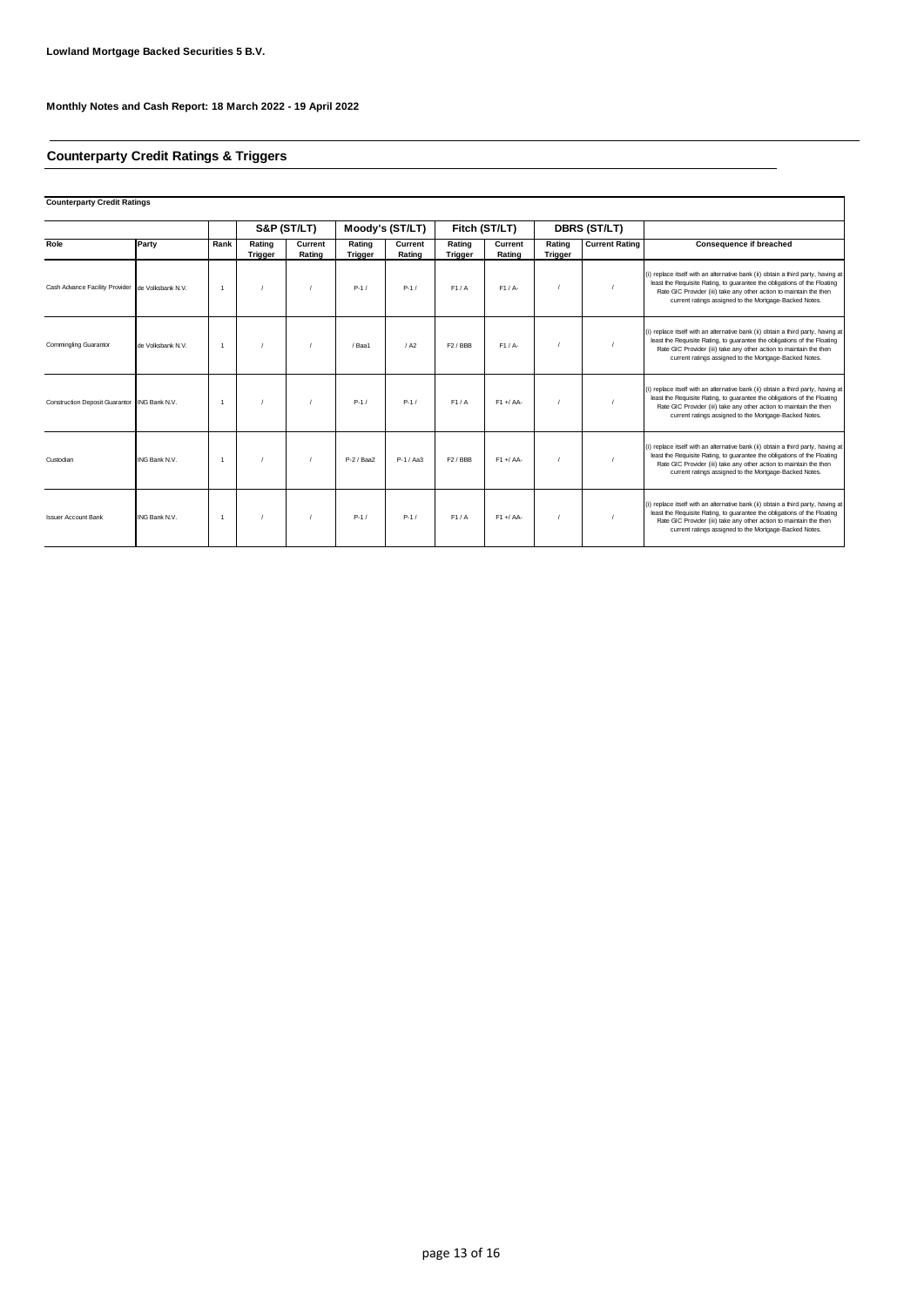**Lowland Mortgage Backed Securities 5 B.V.**

**Monthly Notes and Cash Report: 18 March 2022 - 19 April 2022**

## Counterparty Credit Ratings & Triggers

**Counterparty Credit Ratings**

| | | | S&P (ST/LT) | | Moody's (ST/LT) | | Fitch (ST/LT) | | DBRS (ST/LT) | | |
|---|---|---|---|---|---|---|---|---|---|---|---|
| **Role** | **Party** | **Rank** | **Rating Trigger** | **Current Rating** | **Rating Trigger** | **Current Rating** | **Rating Trigger** | **Current Rating** | **Rating Trigger** | **Current Rating** | **Consequence if breached** |
| Cash Advance Facility Provider | de Volksbank N.V. | 1 | / | / | P-1 / | P-1 / | F1 / A | F1 / A- | / | / | (i) replace itself with an alternative bank (ii) obtain a third party, having at least the Requisite Rating, to guarantee the obligations of the Floating Rate GIC Provider (iii) take any other action to maintain the then current ratings assigned to the Mortgage-Backed Notes. |
| Commingling Guarantor | de Volksbank N.V. | 1 | / | / | / Baa1 | / A2 | F2 / BBB | F1 / A- | / | / | (i) replace itself with an alternative bank (ii) obtain a third party, having at least the Requisite Rating, to guarantee the obligations of the Floating Rate GIC Provider (iii) take any other action to maintain the then current ratings assigned to the Mortgage-Backed Notes. |
| Construction Deposit Guarantor | ING Bank N.V. | 1 | / | / | P-1 / | P-1 / | F1 / A | F1 + / AA- | / | / | (i) replace itself with an alternative bank (ii) obtain a third party, having at least the Requisite Rating, to guarantee the obligations of the Floating Rate GIC Provider (iii) take any other action to maintain the then current ratings assigned to the Mortgage-Backed Notes. |
| Custodian | ING Bank N.V. | 1 | / | / | P-2 / Baa2 | P-1 / Aa3 | F2 / BBB | F1 + / AA- | / | / | (i) replace itself with an alternative bank (ii) obtain a third party, having at least the Requisite Rating, to guarantee the obligations of the Floating Rate GIC Provider (iii) take any other action to maintain the then current ratings assigned to the Mortgage-Backed Notes. |
| Issuer Account Bank | ING Bank N.V. | 1 | / | / | P-1 / | P-1 / | F1 / A | F1 + / AA- | / | / | (i) replace itself with an alternative bank (ii) obtain a third party, having at least the Requisite Rating, to guarantee the obligations of the Floating Rate GIC Provider (iii) take any other action to maintain the then current ratings assigned to the Mortgage-Backed Notes. |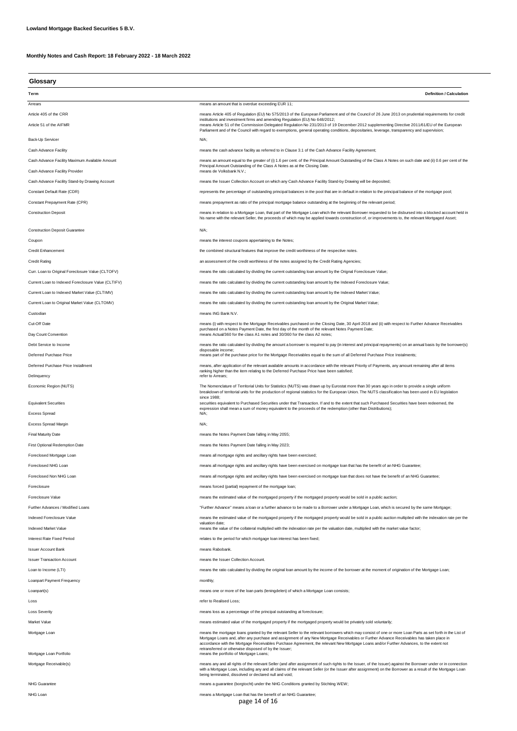**Lowland Mortgage Backed Securities 5 B.V.**

**Monthly Notes and Cash Report: 18 February 2022 - 18 March 2022**

## Glossary

| Term | Definition / Calculation |
|---|---|
| Arrears | means an amount that is overdue exceeding EUR 11; |
| Article 405 of the CRR | means Article 405 of Regulation (EU) No 575/2013 of the European Parliament and of the Council of 26 June 2013 on prudential requirements for credit institutions and investment firms and amending Regulation (EU) No 648/2012; |
| Article 51 of the AIFMR | means Article 51 of the Commission Delegated Regulation No 231/2013 of 19 December 2012 supplementing Directive 2011/61/EU of the European Parliament and of the Council with regard to exemptions, general operating conditions, depositaries, leverage, transparency and supervision; |
| Back-Up Servicer | N/A; |
| Cash Advance Facility | means the cash advance facility as referred to in Clause 3.1 of the Cash Advance Facility Agreement; |
| Cash Advance Facility Maximum Available Amount | means an amount equal to the greater of (i) 1.6 per cent. of the Principal Amount Outstanding of the Class A Notes on such date and (ii) 0.6 per cent of the Principal Amount Outstanding of the Class A Notes as at the Closing Date. |
| Cash Advance Facility Provider | means de Volksbank N.V.; |
| Cash Advance Facility Stand-by Drawing Account | means the Issuer Collection Account on which any Cash Advance Facility Stand-by Drawing will be deposited; |
| Constant Default Rate (CDR) | represents the percentage of outstanding principal balances in the pool that are in default in relation to the principal balance of the mortgage pool; |
| Constant Prepayment Rate (CPR) | means prepayment as ratio of the principal mortgage balance outstanding at the beginning of the relevant period; |
| Construction Deposit | means in relation to a Mortgage Loan, that part of the Mortgage Loan which the relevant Borrower requested to be disbursed into a blocked account held in his name with the relevant Seller, the proceeds of which may be applied towards construction of, or improvements to, the relevant Mortgaged Asset; |
| Construction Deposit Guarantee | N/A; |
| Coupon | means the interest coupons appertaining to the Notes; |
| Credit Enhancement | the combined structural features that improve the credit worthiness of the respective notes. |
| Credit Rating | an assessment of the credit worthiness of the notes assigned by the Credit Rating Agencies; |
| Curr. Loan to Original Foreclosure Value (CLTOFV) | means the ratio calculated by dividing the current outstanding loan amount by the Orignal Foreclosure Value; |
| Current Loan to Indexed Foreclosure Value (CLTIFV) | means the ratio calculated by dividing the current outstanding loan amount by the Indexed Foreclosure Value; |
| Current Loan to Indexed Market Value (CLTIMV) | means the ratio calculated by dividing the current outstanding loan amount by the Indexed Market Value; |
| Current Loan to Original Market Value (CLTOMV) | means the ratio calculated by dividing the current outstanding loan amount by the Original Market Value; |
| Custodian | means ING Bank N.V. |
| Cut-Off Date | means (i) with respect to the Mortgage Receivables purchased on the Closing Date, 30 April 2018 and (ii) with respect to Further Advance Receivables purchased on a Notes Payment Date, the first day of the month of the relevant Notes Payment Date; |
| Day Count Convention | means Actual/360 for the class A1 notes and 30/360 for the class A2 notes; |
| Debt Service to Income | means the ratio calculated by dividing the amount a borrower is required to pay (in interest and principal repayments) on an annual basis by the borrower(s) disposable income; |
| Deferred Purchase Price | means part of the purchase price for the Mortgage Receivables equal to the sum of all Deferred Purchase Price Instalments; |
| Deferred Purchase Price Installment | means, after application of the relevant available amounts in accordance with the relevant Priority of Payments, any amount remaining after all items ranking higher than the item relating to the Deferred Purchase Price have been satisfied; |
| Delinquency | refer to Arrears; |
| Economic Region (NUTS) | The Nomenclature of Territorial Units for Statistics (NUTS) was drawn up by Eurostat more than 30 years ago in order to provide a single uniform breakdown of territorial units for the production of regional statistics for the European Union. The NUTS classification has been used in EU legislation since 1988; |
| Equivalent Securities | securities equivalent to Purchased Securities under that Transaction. If and to the extent that such Purchased Securities have been redeemed, the expression shall mean a sum of money equivalent to the proceeds of the redemption (other than Distributions); |
| Excess Spread | N/A; |
| Excess Spread Margin | N/A; |
| Final Maturity Date | means the Notes Payment Date falling in May 2055; |
| First Optional Redemption Date | means the Notes Payment Date falling in May 2023; |
| Foreclosed Mortgage Loan | means all mortgage rights and ancillary rights have been exercised; |
| Foreclosed NHG Loan | means all mortgage rights and ancillary rights have been exercised on mortgage loan that has the benefit of an NHG Guarantee; |
| Foreclosed Non NHG Loan | means all mortgage rights and ancillary rights have been exercised on mortgage loan that does not have the benefit of an NHG Guarantee; |
| Foreclosure | means forced (partial) repayment of the mortgage loan; |
| Foreclosure Value | means the estimated value of the mortgaged property if the mortgaged property would be sold in a public auction; |
| Further Advances / Modified Loans | "Further Advance" means a loan or a further advance to be made to a Borrower under a Mortgage Loan, which is secured by the same Mortgage; |
| Indexed Foreclosure Value | means the estimated value of the mortgaged property if the mortgaged property would be sold in a public auction multiplied with the indexation rate per the valuation date; |
| Indexed Market Value | means the value of the collateral multiplied with the indexation rate per the valuation date, multiplied with the market value factor; |
| Interest Rate Fixed Period | relates to the period for which mortgage loan interest has been fixed; |
| Issuer Account Bank | means Rabobank. |
| Issuer Transaction Account | means the Issuer Collection Account. |
| Loan to Income (LTI) | means the ratio calculated by dividing the original loan amount by the income of the borrower at the moment of origination of the Mortgage Loan; |
| Loanpart Payment Frequency | monthly; |
| Loanpart(s) | means one or more of the loan parts (leningdelen) of which a Mortgage Loan consists; |
| Loss | refer to Realised Loss; |
| Loss Severity | means loss as a percentage of the principal outstanding at foreclosure; |
| Market Value | means estimated value of the mortgaged property if the mortgaged property would be privately sold voluntarily; |
| Mortgage Loan | means the mortgage loans granted by the relevant Seller to the relevant borrowers which may consist of one or more Loan Parts as set forth in the List of Mortgage Loans and, after any purchase and assignment of any New Mortgage Receivables or Further Advance Receivables has taken place in accordance with the Mortgage Receivables Purchase Agreement, the relevant New Mortgage Loans and/or Further Advances, to the extent not retransferred or otherwise disposed of by the Issuer; |
| Mortgage Loan Portfolio | means the portfolio of Mortgage Loans; |
| Mortgage Receivable(s) | means any and all rights of the relevant Seller (and after assignment of such rights to the Issuer, of the Issuer) against the Borrower under or in connection with a Mortgage Loan, including any and all claims of the relevant Seller (or the Issuer after assignment) on the Borrower as a result of the Mortgage Loan being terminated, dissolved or declared null and void; |
| NHG Guarantee | means a guarantee (borgtocht) under the NHG Conditions granted by Stichting WEW; |
| NHG Loan | means a Mortgage Loan that has the benefit of an NHG Guarantee; |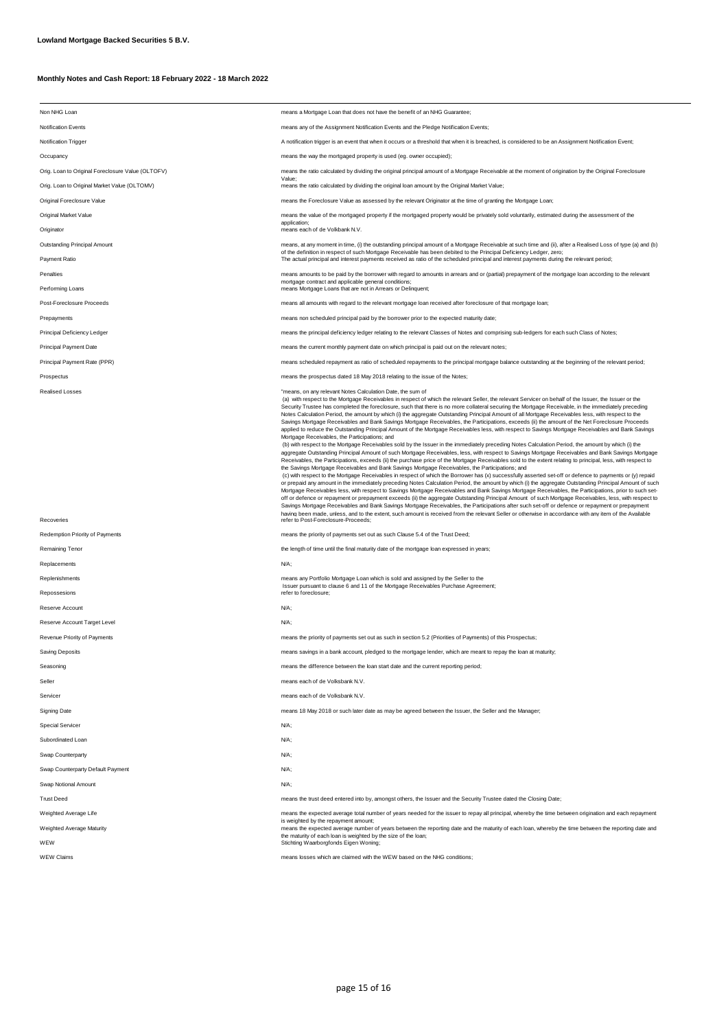**Lowland Mortgage Backed Securities 5 B.V.**

**Monthly Notes and Cash Report: 18 February 2022 - 18 March 2022**

| | |
|---|---|
| Non NHG Loan | means a Mortgage Loan that does not have the benefit of an NHG Guarantee; |
| Notification Events | means any of the Assignment Notification Events and the Pledge Notification Events; |
| Notification Trigger | A notification trigger is an event that when it occurs or a threshold that when it is breached, is considered to be an Assignment Notification Event; |
| Occupancy | means the way the mortgaged property is used (eg. owner occupied); |
| Orig. Loan to Original Foreclosure Value (OLTOFV) | means the ratio calculated by dividing the original principal amount of a Mortgage Receivable at the moment of origination by the Original Foreclosure Value; |
| Orig. Loan to Original Market Value (OLTOMV) | means the ratio calculated by dividing the original loan amount by the Original Market Value; |
| Original Foreclosure Value | means the Foreclosure Value as assessed by the relevant Originator at the time of granting the Mortgage Loan; |
| Original Market Value | means the value of the mortgaged property if the mortgaged property would be privately sold voluntarily, estimated during the assessment of the application; |
| Originator | means each of de Volkbank N.V. |
| Outstanding Principal Amount | means, at any moment in time, (i) the outstanding principal amount of a Mortgage Receivable at such time and (ii), after a Realised Loss of type (a) and (b) of the definition in respect of such Mortgage Receivable has been debited to the Principal Deficiency Ledger, zero; |
| Payment Ratio | The actual principal and interest payments received as ratio of the scheduled principal and interest payments during the relevant period; |
| Penalties | means amounts to be paid by the borrower with regard to amounts in arrears and or (partial) prepayment of the mortgage loan according to the relevant mortgage contract and applicable general conditions; |
| Performing Loans | means Mortgage Loans that are not in Arrears or Delinquent; |
| Post-Foreclosure Proceeds | means all amounts with regard to the relevant mortgage loan received after foreclosure of that mortgage loan; |
| Prepayments | means non scheduled principal paid by the borrower prior to the expected maturity date; |
| Principal Deficiency Ledger | means the principal deficiency ledger relating to the relevant Classes of Notes and comprising sub-ledgers for each such Class of Notes; |
| Principal Payment Date | means the current monthly payment date on which principal is paid out on the relevant notes; |
| Principal Payment Rate (PPR) | means scheduled repayment as ratio of scheduled repayments to the principal mortgage balance outstanding at the beginning of the relevant period; |
| Prospectus | means the prospectus dated 18 May 2018 relating to the issue of the Notes; |
| Realised Losses | "means, on any relevant Notes Calculation Date, the sum of (a) with respect to the Mortgage Receivables in respect of which the relevant Seller, the relevant Servicer on behalf of the Issuer, the Issuer or the Security Trustee has completed the foreclosure, such that there is no more collateral securing the Mortgage Receivable, in the immediately preceding Notes Calculation Period, the amount by which (i) the aggregate Outstanding Principal Amount of all Mortgage Receivables less, with respect to the Savings Mortgage Receivables and Bank Savings Mortgage Receivables, the Participations, exceeds (ii) the amount of the Net Foreclosure Proceeds applied to reduce the Outstanding Principal Amount of the Mortgage Receivables less, with respect to Savings Mortgage Receivables and Bank Savings Mortgage Receivables, the Participations; and (b) with respect to the Mortgage Receivables sold by the Issuer in the immediately preceding Notes Calculation Period, the amount by which (i) the aggregate Outstanding Principal Amount of such Mortgage Receivables, less, with respect to Savings Mortgage Receivables and Bank Savings Mortgage Receivables, the Participations, exceeds (ii) the purchase price of the Mortgage Receivables sold to the extent relating to principal, less, with respect to the Savings Mortgage Receivables and Bank Savings Mortgage Receivables, the Participations; and (c) with respect to the Mortgage Receivables in respect of which the Borrower has (x) successfully asserted set-off or defence to payments or (y) repaid or prepaid any amount in the immediately preceding Notes Calculation Period, the amount by which (i) the aggregate Outstanding Principal Amount of such Mortgage Receivables less, with respect to Savings Mortgage Receivables and Bank Savings Mortgage Receivables, the Participations, prior to such set-off or defence or repayment or prepayment exceeds (ii) the aggregate Outstanding Principal Amount of such Mortgage Receivables, less, with respect to Savings Mortgage Receivables and Bank Savings Mortgage Receivables, the Participations after such set-off or defence or repayment or prepayment having been made, unless, and to the extent, such amount is received from the relevant Seller or otherwise in accordance with any item of the Available |
| Recoveries | refer to Post-Foreclosure-Proceeds; |
| Redemption Priority of Payments | means the priority of payments set out as such Clause 5.4 of the Trust Deed; |
| Remaining Tenor | the length of time until the final maturity date of the mortgage loan expressed in years; |
| Replacements | N/A; |
| Replenishments | means any Portfolio Mortgage Loan which is sold and assigned by the Seller to the Issuer pursuant to clause 6 and 11 of the Mortgage Receivables Purchase Agreement; |
| Repossesions | refer to foreclosure; |
| Reserve Account | N/A; |
| Reserve Account Target Level | N/A; |
| Revenue Priority of Payments | means the priority of payments set out as such in section 5.2 (Priorities of Payments) of this Prospectus; |
| Saving Deposits | means savings in a bank account, pledged to the mortgage lender, which are meant to repay the loan at maturity; |
| Seasoning | means the difference between the loan start date and the current reporting period; |
| Seller | means each of de Volksbank N.V. |
| Servicer | means each of de Volksbank N.V. |
| Signing Date | means 18 May 2018 or such later date as may be agreed between the Issuer, the Seller and the Manager; |
| Special Servicer | N/A; |
| Subordinated Loan | N/A; |
| Swap Counterparty | N/A; |
| Swap Counterparty Default Payment | N/A; |
| Swap Notional Amount | N/A; |
| Trust Deed | means the trust deed entered into by, amongst others, the Issuer and the Security Trustee dated the Closing Date; |
| Weighted Average Life | means the expected average total number of years needed for the issuer to repay all principal, whereby the time between origination and each repayment is weighted by the repayment amount; |
| Weighted Average Maturity | means the expected average number of years between the reporting date and the maturity of each loan, whereby the time between the reporting date and the maturity of each loan is weighted by the size of the loan; |
| WEW | Stichting Waarborgfonds Eigen Woning; |
| WEW Claims | means losses which are claimed with the WEW based on the NHG conditions; |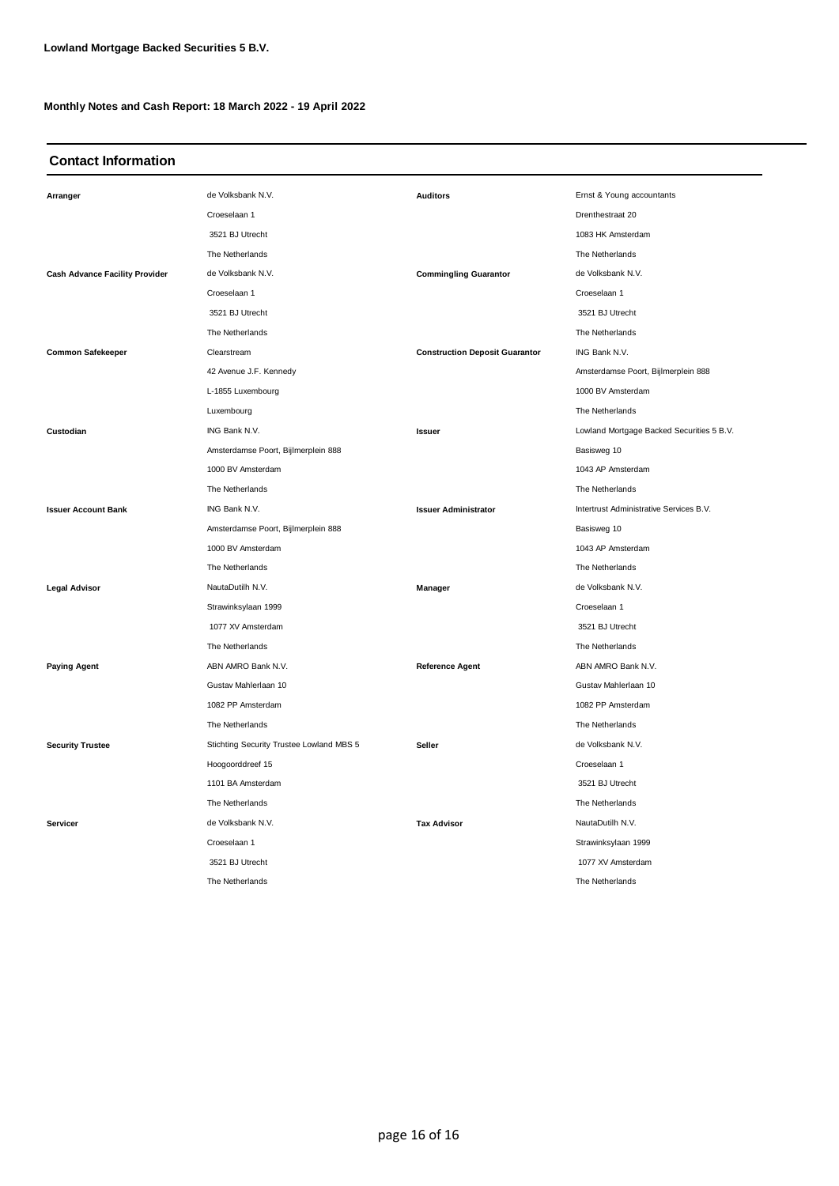**Lowland Mortgage Backed Securities 5 B.V.**

**Monthly Notes and Cash Report: 18 March 2022 - 19 April 2022**

## Contact Information

| | | | |
|---|---|---|---|
| **Arranger** | de Volksbank N.V. | **Auditors** | Ernst & Young accountants |
| | Croeselaan 1 | | Drenthestraat 20 |
| | 3521 BJ Utrecht | | 1083 HK Amsterdam |
| | The Netherlands | | The Netherlands |
| **Cash Advance Facility Provider** | de Volksbank N.V. | **Commingling Guarantor** | de Volksbank N.V. |
| | Croeselaan 1 | | Croeselaan 1 |
| | 3521 BJ Utrecht | | 3521 BJ Utrecht |
| | The Netherlands | | The Netherlands |
| **Common Safekeeper** | Clearstream | **Construction Deposit Guarantor** | ING Bank N.V. |
| | 42 Avenue J.F. Kennedy | | Amsterdamse Poort, Bijlmerplein 888 |
| | L-1855 Luxembourg | | 1000 BV Amsterdam |
| | Luxembourg | | The Netherlands |
| **Custodian** | ING Bank N.V. | **Issuer** | Lowland Mortgage Backed Securities 5 B.V. |
| | Amsterdamse Poort, Bijlmerplein 888 | | Basisweg 10 |
| | 1000 BV Amsterdam | | 1043 AP Amsterdam |
| | The Netherlands | | The Netherlands |
| **Issuer Account Bank** | ING Bank N.V. | **Issuer Administrator** | Intertrust Administrative Services B.V. |
| | Amsterdamse Poort, Bijlmerplein 888 | | Basisweg 10 |
| | 1000 BV Amsterdam | | 1043 AP Amsterdam |
| | The Netherlands | | The Netherlands |
| **Legal Advisor** | NautaDutilh N.V. | **Manager** | de Volksbank N.V. |
| | Strawinksylaan 1999 | | Croeselaan 1 |
| | 1077 XV Amsterdam | | 3521 BJ Utrecht |
| | The Netherlands | | The Netherlands |
| **Paying Agent** | ABN AMRO Bank N.V. | **Reference Agent** | ABN AMRO Bank N.V. |
| | Gustav Mahlerlaan 10 | | Gustav Mahlerlaan 10 |
| | 1082 PP Amsterdam | | 1082 PP Amsterdam |
| | The Netherlands | | The Netherlands |
| **Security Trustee** | Stichting Security Trustee Lowland MBS 5 | **Seller** | de Volksbank N.V. |
| | Hoogoorddreef 15 | | Croeselaan 1 |
| | 1101 BA Amsterdam | | 3521 BJ Utrecht |
| | The Netherlands | | The Netherlands |
| **Servicer** | de Volksbank N.V. | **Tax Advisor** | NautaDutilh N.V. |
| | Croeselaan 1 | | Strawinksylaan 1999 |
| | 3521 BJ Utrecht | | 1077 XV Amsterdam |
| | The Netherlands | | The Netherlands |